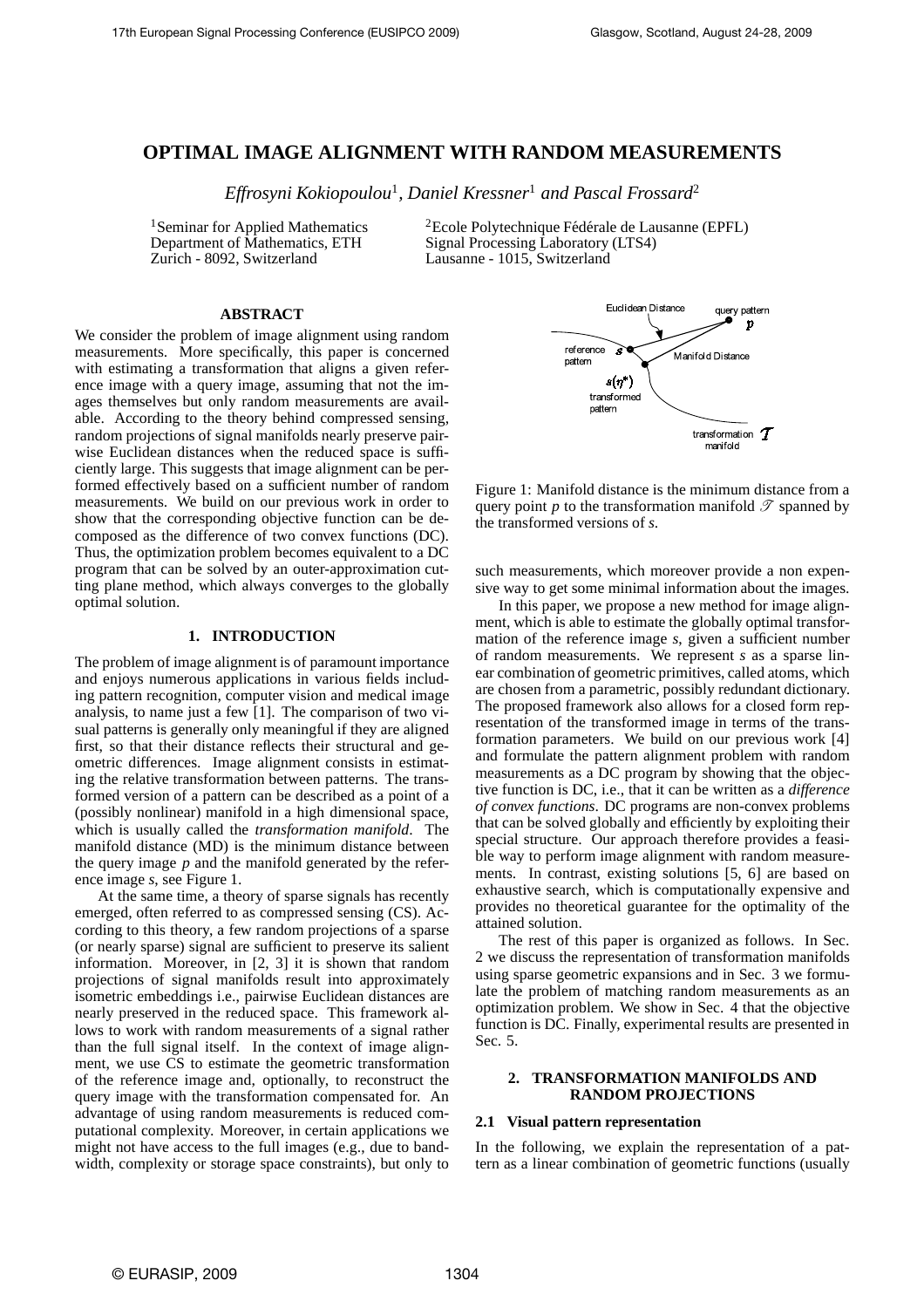# OPTIMAL IMAGE ALIGNMENT WITH RANDOM MEASUREMENTS

*Effrosyni Kokiopoulou*[1], *Daniel Kressner*[1] *and Pascal Frossard*[2]

[1]Seminar for Applied Mathematics
Department of Mathematics, ETH
Zurich - 8092, Switzerland

[2]Ecole Polytechnique Fédérale de Lausanne (EPFL)
Signal Processing Laboratory (LTS4)
Lausanne - 1015, Switzerland

### ABSTRACT

We consider the problem of image alignment using random measurements. More specifically, this paper is concerned with estimating a transformation that aligns a given reference image with a query image, assuming that not the images themselves but only random measurements are available. According to the theory behind compressed sensing, random projections of signal manifolds nearly preserve pairwise Euclidean distances when the reduced space is sufficiently large. This suggests that image alignment can be performed effectively based on a sufficient number of random measurements. We build on our previous work in order to show that the corresponding objective function can be decomposed as the difference of two convex functions (DC). Thus, the optimization problem becomes equivalent to a DC program that can be solved by an outer-approximation cutting plane method, which always converges to the globally optimal solution.

## 1. INTRODUCTION

The problem of image alignment is of paramount importance and enjoys numerous applications in various fields including pattern recognition, computer vision and medical image analysis, to name just a few [1]. The comparison of two visual patterns is generally only meaningful if they are aligned first, so that their distance reflects their structural and geometric differences. Image alignment consists in estimating the relative transformation between patterns. The transformed version of a pattern can be described as a point of a (possibly nonlinear) manifold in a high dimensional space, which is usually called the *transformation manifold*. The manifold distance (MD) is the minimum distance between the query image $p$ and the manifold generated by the reference image $s$, see Figure 1.

At the same time, a theory of sparse signals has recently emerged, often referred to as compressed sensing (CS). According to this theory, a few random projections of a sparse (or nearly sparse) signal are sufficient to preserve its salient information. Moreover, in [2, 3] it is shown that random projections of signal manifolds result into approximately isometric embeddings i.e., pairwise Euclidean distances are nearly preserved in the reduced space. This framework allows to work with random measurements of a signal rather than the full signal itself. In the context of image alignment, we use CS to estimate the geometric transformation of the reference image and, optionally, to reconstruct the query image with the transformation compensated for. An advantage of using random measurements is reduced computational complexity. Moreover, in certain applications we might not have access to the full images (e.g., due to bandwidth, complexity or storage space constraints), but only to

Euclidean Distance
query pattern
$p$
reference pattern
$s$
Manifold Distance
$s(\eta^*)$
transformed pattern
transformation manifold
$\mathscr{T}$

Figure 1: Manifold distance is the minimum distance from a query point $p$ to the transformation manifold $\mathscr{T}$ spanned by the transformed versions of $s$.

such measurements, which moreover provide a non expensive way to get some minimal information about the images.

In this paper, we propose a new method for image alignment, which is able to estimate the globally optimal transformation of the reference image $s$, given a sufficient number of random measurements. We represent $s$ as a sparse linear combination of geometric primitives, called atoms, which are chosen from a parametric, possibly redundant dictionary. The proposed framework also allows for a closed form representation of the transformed image in terms of the transformation parameters. We build on our previous work [4] and formulate the pattern alignment problem with random measurements as a DC program by showing that the objective function is DC, i.e., that it can be written as a *difference of convex functions*. DC programs are non-convex problems that can be solved globally and efficiently by exploiting their special structure. Our approach therefore provides a feasible way to perform image alignment with random measurements. In contrast, existing solutions [5, 6] are based on exhaustive search, which is computationally expensive and provides no theoretical guarantee for the optimality of the attained solution.

The rest of this paper is organized as follows. In Sec. 2 we discuss the representation of transformation manifolds using sparse geometric expansions and in Sec. 3 we formulate the problem of matching random measurements as an optimization problem. We show in Sec. 4 that the objective function is DC. Finally, experimental results are presented in Sec. 5.

## 2. TRANSFORMATION MANIFOLDS AND RANDOM PROJECTIONS

### 2.1 Visual pattern representation

In the following, we explain the representation of a pattern as a linear combination of geometric functions (usually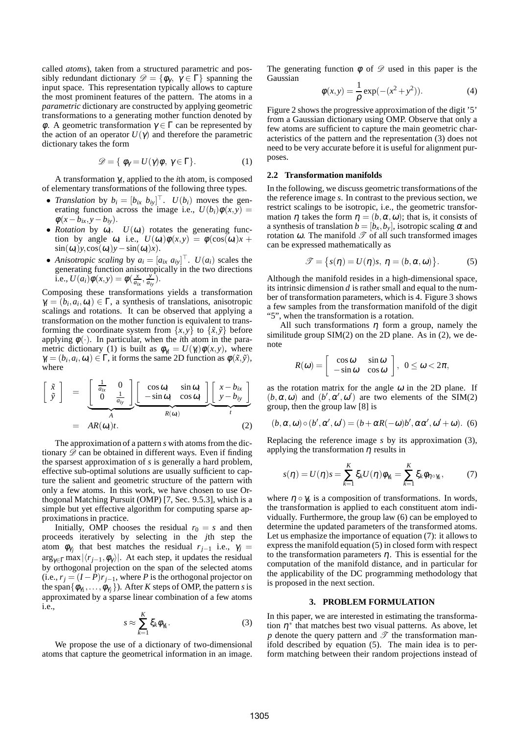called *atoms*), taken from a structured parametric and possibly redundant dictionary $\mathscr{D} = \{\phi_\gamma, \ \gamma \in \Gamma\}$ spanning the input space. This representation typically allows to capture the most prominent features of the pattern. The atoms in a *parametric* dictionary are constructed by applying geometric transformations to a generating mother function denoted by $\phi$. A geometric transformation $\gamma \in \Gamma$ can be represented by the action of an operator $U(\gamma)$ and therefore the parametric dictionary takes the form

$$\mathscr{D} = \{ \ \phi_\gamma = U(\gamma)\phi, \ \gamma \in \Gamma\}. \tag{1}$$

A transformation $\gamma_i$, applied to the $i$th atom, is composed of elementary transformations of the following three types.

- *Translation* by $b_i = [b_{ix} \ b_{iy}]^\top$. $U(b_i)$ moves the generating function across the image i.e., $U(b_i)\phi(x,y) = \phi(x - b_{ix}, y - b_{iy})$.
- *Rotation* by $\omega_i$. $U(\omega_i)$ rotates the generating function by angle $\omega_i$ i.e., $U(\omega_i)\phi(x,y) = \phi(\cos(\omega_i)x + \sin(\omega_i)y, \cos(\omega_i)y - \sin(\omega_i)x)$.
- *Anisotropic scaling* by $a_i = [a_{ix} \ a_{iy}]^\top$. $U(a_i)$ scales the generating function anisotropically in the two directions i.e., $U(a_i)\phi(x,y) = \phi(\frac{x}{a_{ix}}, \frac{y}{a_{iy}})$.

Composing these transformations yields a transformation $\gamma_i = (b_i, a_i, \omega_i) \in \Gamma$, a synthesis of translations, anisotropic scalings and rotations. It can be observed that applying a transformation on the mother function is equivalent to transforming the coordinate system from $\{x,y\}$ to $\{\tilde{x},\tilde{y}\}$ before applying $\phi(\cdot)$. In particular, when the $i$th atom in the parametric dictionary (1) is built as $\phi_{\gamma_i} = U(\gamma_i)\phi(x,y)$, where $\gamma_i = (b_i, a_i, \omega_i) \in \Gamma$, it forms the same 2D function as $\phi(\tilde{x},\tilde{y})$, where

$$\begin{aligned}
\begin{bmatrix} \tilde{x} \\ \tilde{y} \end{bmatrix} &= \underbrace{\begin{bmatrix} \frac{1}{a_{ix}} & 0 \\ 0 & \frac{1}{a_{iy}} \end{bmatrix}}_{A} \underbrace{\begin{bmatrix} \cos\omega_i & \sin\omega_i \\ -\sin\omega_i & \cos\omega_i \end{bmatrix}}_{R(\omega_i)} \underbrace{\begin{bmatrix} x - b_{ix} \\ y - b_{iy} \end{bmatrix}}_{t} \\
&= AR(\omega_i)t.
\end{aligned} \tag{2}$$

The approximation of a pattern $s$ with atoms from the dictionary $\mathscr{D}$ can be obtained in different ways. Even if finding the sparsest approximation of $s$ is generally a hard problem, effective sub-optimal solutions are usually sufficient to capture the salient and geometric structure of the pattern with only a few atoms. In this work, we have chosen to use Orthogonal Matching Pursuit (OMP) [7, Sec. 9.5.3], which is a simple but yet effective algorithm for computing sparse approximations in practice.

Initially, OMP chooses the residual $r_0 = s$ and then proceeds iteratively by selecting in the $j$th step the atom $\phi_{\gamma_j}$ that best matches the residual $r_{j-1}$ i.e., $\gamma_j = \arg_{\gamma \in \Gamma} \max |\langle r_{j-1}, \phi_\gamma \rangle|$. At each step, it updates the residual by orthogonal projection on the span of the selected atoms (i.e., $r_j = (I - P)r_{j-1}$, where $P$ is the orthogonal projector on the span$\{\phi_{\gamma_1}, \ldots, \phi_{\gamma_j}\}$). After $K$ steps of OMP, the pattern $s$ is approximated by a sparse linear combination of a few atoms i.e.,

$$s \approx \sum_{k=1}^{K} \xi_k \phi_{\gamma_k}. \tag{3}$$

We propose the use of a dictionary of two-dimensional atoms that capture the geometrical information in an image. The generating function $\phi$ of $\mathscr{D}$ used in this paper is the Gaussian

$$\phi(x,y) = \frac{1}{\rho} \exp(-(x^2 + y^2)). \tag{4}$$

Figure 2 shows the progressive approximation of the digit '5' from a Gaussian dictionary using OMP. Observe that only a few atoms are sufficient to capture the main geometric characteristics of the pattern and the representation (3) does not need to be very accurate before it is useful for alignment purposes.

### 2.2 Transformation manifolds

In the following, we discuss geometric transformations of the the reference image $s$. In contrast to the previous section, we restrict scalings to be isotropic, i.e., the geometric transformation $\eta$ takes the form $\eta = (b, \alpha, \omega)$; that is, it consists of a synthesis of translation $b = [b_x, b_y]$, isotropic scaling $\alpha$ and rotation $\omega$. The manifold $\mathscr{T}$ of all such transformed images can be expressed mathematically as

$$\mathscr{T} = \{ s(\eta) = U(\eta)s, \ \eta = (b, \alpha, \omega) \}. \tag{5}$$

Although the manifold resides in a high-dimensional space, its intrinsic dimension $d$ is rather small and equal to the number of transformation parameters, which is 4. Figure 3 shows a few samples from the transformation manifold of the digit "5", when the transformation is a rotation.

All such transformations $\eta$ form a group, namely the similitude group SIM(2) on the 2D plane. As in (2), we denote

$$R(\omega) = \begin{bmatrix} \cos\omega & \sin\omega \\ -\sin\omega & \cos\omega \end{bmatrix}, \ \ 0 \leq \omega < 2\pi,$$

as the rotation matrix for the angle $\omega$ in the 2D plane. If $(b, \alpha, \omega)$ and $(b', \alpha', \omega')$ are two elements of the SIM(2) group, then the group law [8] is

$$(b, \alpha, \omega) \circ (b', \alpha', \omega') = (b + \alpha R(-\omega)b', \alpha\alpha', \omega' + \omega). \tag{6}$$

Replacing the reference image $s$ by its approximation (3), applying the transformation $\eta$ results in

$$s(\eta) = U(\eta)s = \sum_{k=1}^{K} \xi_k U(\eta)\phi_{\gamma_k} = \sum_{k=1}^{K} \xi_k \phi_{\eta \circ \gamma_k}, \tag{7}$$

where $\eta \circ \gamma_k$ is a composition of transformations. In words, the transformation is applied to each constituent atom individually. Furthermore, the group law (6) can be employed to determine the updated parameters of the transformed atoms. Let us emphasize the importance of equation (7): it allows to express the manifold equation (5) in closed form with respect to the transformation parameters $\eta$. This is essential for the computation of the manifold distance, and in particular for the applicability of the DC programming methodology that is proposed in the next section.

## 3. PROBLEM FORMULATION

In this paper, we are interested in estimating the transformation $\eta^*$ that matches best two visual patterns. As above, let $p$ denote the query pattern and $\mathscr{T}$ the transformation manifold described by equation (5). The main idea is to perform matching between their random projections instead of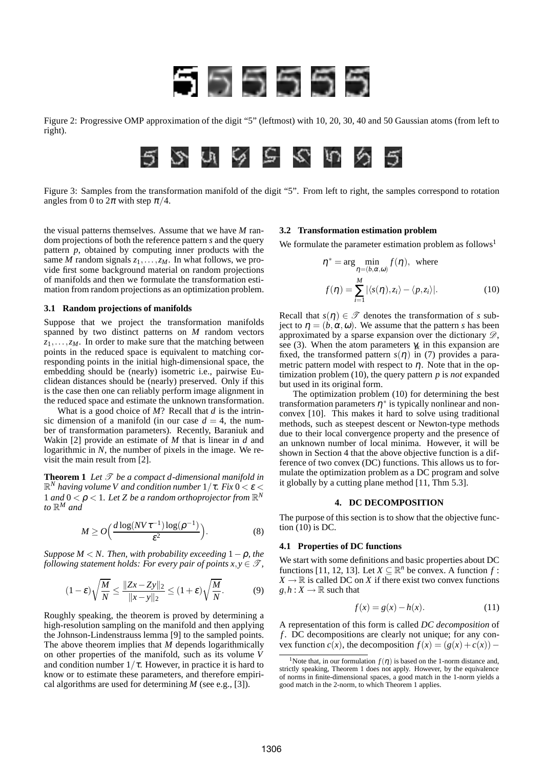Figure 2: Progressive OMP approximation of the digit "5" (leftmost) with 10, 20, 30, 40 and 50 Gaussian atoms (from left to right).

Figure 3: Samples from the transformation manifold of the digit "5". From left to right, the samples correspond to rotation angles from 0 to $2\pi$ with step $\pi/4$.

the visual patterns themselves. Assume that we have $M$ random projections of both the reference pattern $s$ and the query pattern $p$, obtained by computing inner products with the same $M$ random signals $z_1,\ldots,z_M$. In what follows, we provide first some background material on random projections of manifolds and then we formulate the transformation estimation from random projections as an optimization problem.

### 3.1 Random projections of manifolds

Suppose that we project the transformation manifolds spanned by two distinct patterns on $M$ random vectors $z_1,\ldots,z_M$. In order to make sure that the matching between points in the reduced space is equivalent to matching corresponding points in the initial high-dimensional space, the embedding should be (nearly) isometric i.e., pairwise Euclidean distances should be (nearly) preserved. Only if this is the case then one can reliably perform image alignment in the reduced space and estimate the unknown transformation.

What is a good choice of $M$? Recall that $d$ is the intrinsic dimension of a manifold (in our case $d=4$, the number of transformation parameters). Recently, Baraniuk and Wakin [2] provide an estimate of $M$ that is linear in $d$ and logarithmic in $N$, the number of pixels in the image. We revisit the main result from [2].

**Theorem 1** *Let $\mathscr{T}$ be a compact $d$-dimensional manifold in $\mathbb{R}^N$ having volume $V$ and condition number $1/\tau$. Fix $0<\varepsilon<1$ and $0<\rho<1$. Let $Z$ be a random orthoprojector from $\mathbb{R}^N$ to $\mathbb{R}^M$ and*

$$M \geq O\Big(\frac{d\log(NV\tau^{-1})\log(\rho^{-1})}{\varepsilon^2}\Big). \tag{8}$$

*Suppose $M<N$. Then, with probability exceeding $1-\rho$, the following statement holds: For every pair of points $x,y\in\mathscr{T}$,*

$$(1-\varepsilon)\sqrt{\frac{M}{N}} \leq \frac{\|Zx-Zy\|_2}{\|x-y\|_2} \leq (1+\varepsilon)\sqrt{\frac{M}{N}}. \tag{9}$$

Roughly speaking, the theorem is proved by determining a high-resolution sampling on the manifold and then applying the Johnson-Lindenstrauss lemma [9] to the sampled points. The above theorem implies that $M$ depends logarithmically on other properties of the manifold, such as its volume $V$ and condition number $1/\tau$. However, in practice it is hard to know or to estimate these parameters, and therefore empirical algorithms are used for determining $M$ (see e.g., [3]).

### 3.2 Transformation estimation problem

We formulate the parameter estimation problem as follows[1]

$$\eta^* = \arg\min_{\eta=(b,\alpha,\omega)} f(\eta), \ \text{ where}$$

$$f(\eta) = \sum_{i=1}^{M} |\langle s(\eta), z_i\rangle - \langle p, z_i\rangle|. \tag{10}$$

Recall that $s(\eta)\in\mathscr{T}$ denotes the transformation of $s$ subject to $\eta=(b,\alpha,\omega)$. We assume that the pattern $s$ has been approximated by a sparse expansion over the dictionary $\mathscr{D}$, see (3). When the atom parameters $\gamma_k$ in this expansion are fixed, the transformed pattern $s(\eta)$ in (7) provides a parametric pattern model with respect to $\eta$. Note that in the optimization problem (10), the query pattern $p$ is *not* expanded but used in its original form.

The optimization problem (10) for determining the best transformation parameters $\eta^*$ is typically nonlinear and nonconvex [10]. This makes it hard to solve using traditional methods, such as steepest descent or Newton-type methods due to their local convergence property and the presence of an unknown number of local minima. However, it will be shown in Section 4 that the above objective function is a difference of two convex (DC) functions. This allows us to formulate the optimization problem as a DC program and solve it globally by a cutting plane method [11, Thm 5.3].

## 4. DC DECOMPOSITION

The purpose of this section is to show that the objective function (10) is DC.

### 4.1 Properties of DC functions

We start with some definitions and basic properties about DC functions [11, 12, 13]. Let $X\subseteq\mathbb{R}^n$ be convex. A function $f: X\to\mathbb{R}$ is called DC on $X$ if there exist two convex functions $g,h: X\to\mathbb{R}$ such that

$$f(x) = g(x) - h(x). \tag{11}$$

A representation of this form is called *DC decomposition* of $f$. DC decompositions are clearly not unique; for any convex function $c(x)$, the decomposition $f(x) = (g(x)+c(x)) -$

[1] Note that, in our formulation $f(\eta)$ is based on the 1-norm distance and, strictly speaking, Theorem 1 does not apply. However, by the equivalence of norms in finite-dimensional spaces, a good match in the 1-norm yields a good match in the 2-norm, to which Theorem 1 applies.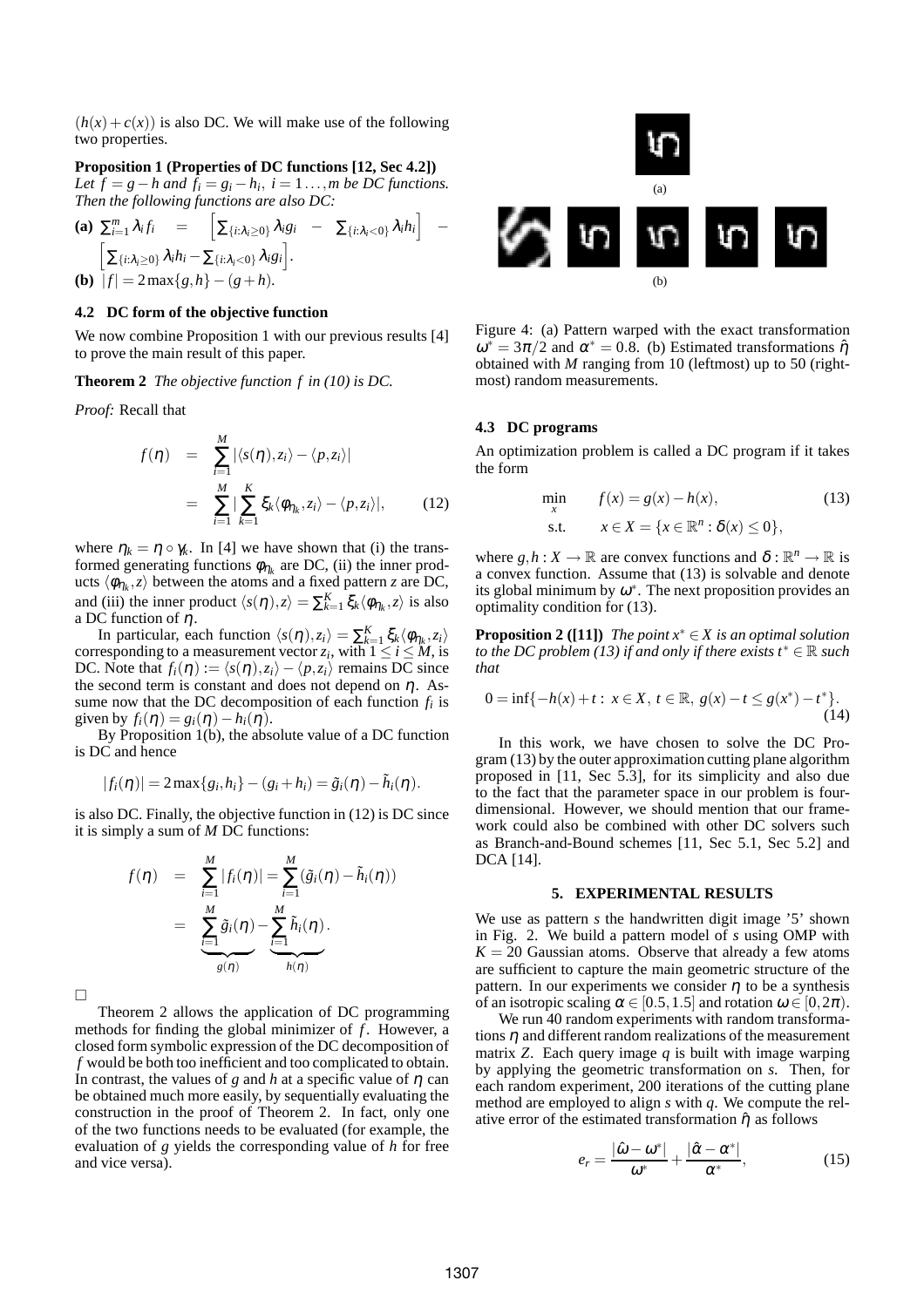$(h(x)+c(x))$ is also DC. We will make use of the following two properties.

**Proposition 1 (Properties of DC functions [12, Sec 4.2])** *Let $f = g - h$ and $f_i = g_i - h_i$, $i = 1 \ldots, m$ be DC functions. Then the following functions are also DC:*

**(a)** $\sum_{i=1}^{m} \lambda_i f_i = \left[\sum_{\{i:\lambda_i \geq 0\}} \lambda_i g_i - \sum_{\{i:\lambda_i<0\}} \lambda_i h_i\right] - \left[\sum_{\{i:\lambda_i \geq 0\}} \lambda_i h_i - \sum_{\{i:\lambda_i<0\}} \lambda_i g_i\right]$.

**(b)** $|f| = 2\max\{g,h\} - (g+h)$.

### 4.2 DC form of the objective function

We now combine Proposition 1 with our previous results [4] to prove the main result of this paper.

**Theorem 2** *The objective function $f$ in (10) is DC.*

*Proof:* Recall that

$$
\begin{aligned}
f(\eta) &= \sum_{i=1}^{M} |\langle s(\eta), z_i\rangle - \langle p, z_i\rangle| \\
&= \sum_{i=1}^{M} |\sum_{k=1}^{K} \xi_k \langle \phi_{\eta_k}, z_i\rangle - \langle p, z_i\rangle|, \qquad (12)
\end{aligned}
$$

where $\eta_k = \eta \circ \gamma_k$. In [4] we have shown that (i) the transformed generating functions $\phi_{\eta_k}$ are DC, (ii) the inner products $\langle \phi_{\eta_k}, z\rangle$ between the atoms and a fixed pattern $z$ are DC, and (iii) the inner product $\langle s(\eta), z\rangle = \sum_{k=1}^{K} \xi_k \langle \phi_{\eta_k}, z\rangle$ is also a DC function of $\eta$.

In particular, each function $\langle s(\eta), z_i\rangle = \sum_{k=1}^{K} \xi_k \langle \phi_{\eta_k}, z_i\rangle$ corresponding to a measurement vector $z_i$, with $1 \leq i \leq M$, is DC. Note that $f_i(\eta) := \langle s(\eta), z_i\rangle - \langle p, z_i\rangle$ remains DC since the second term is constant and does not depend on $\eta$. Assume now that the DC decomposition of each function $f_i$ is given by $f_i(\eta) = g_i(\eta) - h_i(\eta)$.

By Proposition 1(b), the absolute value of a DC function is DC and hence

$$
|f_i(\eta)| = 2\max\{g_i, h_i\} - (g_i + h_i) = \tilde{g}_i(\eta) - \tilde{h}_i(\eta).
$$

is also DC. Finally, the objective function in (12) is DC since it is simply a sum of $M$ DC functions:

$$
\begin{aligned}
f(\eta) &= \sum_{i=1}^{M} |f_i(\eta)| = \sum_{i=1}^{M} (\tilde{g}_i(\eta) - \tilde{h}_i(\eta)) \\
&= \underbrace{\sum_{i=1}^{M} \tilde{g}_i(\eta)}_{g(\eta)} - \underbrace{\sum_{i=1}^{M} \tilde{h}_i(\eta)}_{h(\eta)}.
\end{aligned}
$$

□

Theorem 2 allows the application of DC programming methods for finding the global minimizer of $f$. However, a closed form symbolic expression of the DC decomposition of $f$ would be both too inefficient and too complicated to obtain. In contrast, the values of $g$ and $h$ at a specific value of $\eta$ can be obtained much more easily, by sequentially evaluating the construction in the proof of Theorem 2. In fact, only one of the two functions needs to be evaluated (for example, the evaluation of $g$ yields the corresponding value of $h$ for free and vice versa).

(a)

(b)

Figure 4: (a) Pattern warped with the exact transformation $\omega^* = 3\pi/2$ and $\alpha^* = 0.8$. (b) Estimated transformations $\hat{\eta}$ obtained with $M$ ranging from 10 (leftmost) up to 50 (rightmost) random measurements.

### 4.3 DC programs

An optimization problem is called a DC program if it takes the form

$$
\begin{aligned}
\min_{x} \quad & f(x) = g(x) - h(x), \qquad (13) \\
\text{s.t.} \quad & x \in X = \{x \in \mathbb{R}^n : \delta(x) \leq 0\},
\end{aligned}
$$

where $g, h : X \to \mathbb{R}$ are convex functions and $\delta : \mathbb{R}^n \to \mathbb{R}$ is a convex function. Assume that (13) is solvable and denote its global minimum by $\omega^*$. The next proposition provides an optimality condition for (13).

**Proposition 2 ([11])** *The point $x^* \in X$ is an optimal solution to the DC problem (13) if and only if there exists $t^* \in \mathbb{R}$ such that*

$$
0 = \inf\{-h(x) + t : \, x \in X, \, t \in \mathbb{R}, \, g(x) - t \leq g(x^*) - t^*\}. \qquad (14)
$$

In this work, we have chosen to solve the DC Program (13) by the outer approximation cutting plane algorithm proposed in [11, Sec 5.3], for its simplicity and also due to the fact that the parameter space in our problem is four-dimensional. However, we should mention that our framework could also be combined with other DC solvers such as Branch-and-Bound schemes [11, Sec 5.1, Sec 5.2] and DCA [14].

## 5. EXPERIMENTAL RESULTS

We use as pattern $s$ the handwritten digit image '5' shown in Fig. 2. We build a pattern model of $s$ using OMP with $K = 20$ Gaussian atoms. Observe that already a few atoms are sufficient to capture the main geometric structure of the pattern. In our experiments we consider $\eta$ to be a synthesis of an isotropic scaling $\alpha \in [0.5, 1.5]$ and rotation $\omega \in [0, 2\pi)$.

We run 40 random experiments with random transformations $\eta$ and different random realizations of the measurement matrix $Z$. Each query image $q$ is built with image warping by applying the geometric transformation on $s$. Then, for each random experiment, 200 iterations of the cutting plane method are employed to align $s$ with $q$. We compute the relative error of the estimated transformation $\hat{\eta}$ as follows

$$
e_r = \frac{|\hat{\omega} - \omega^*|}{\omega^*} + \frac{|\hat{\alpha} - \alpha^*|}{\alpha^*}, \qquad (15)
$$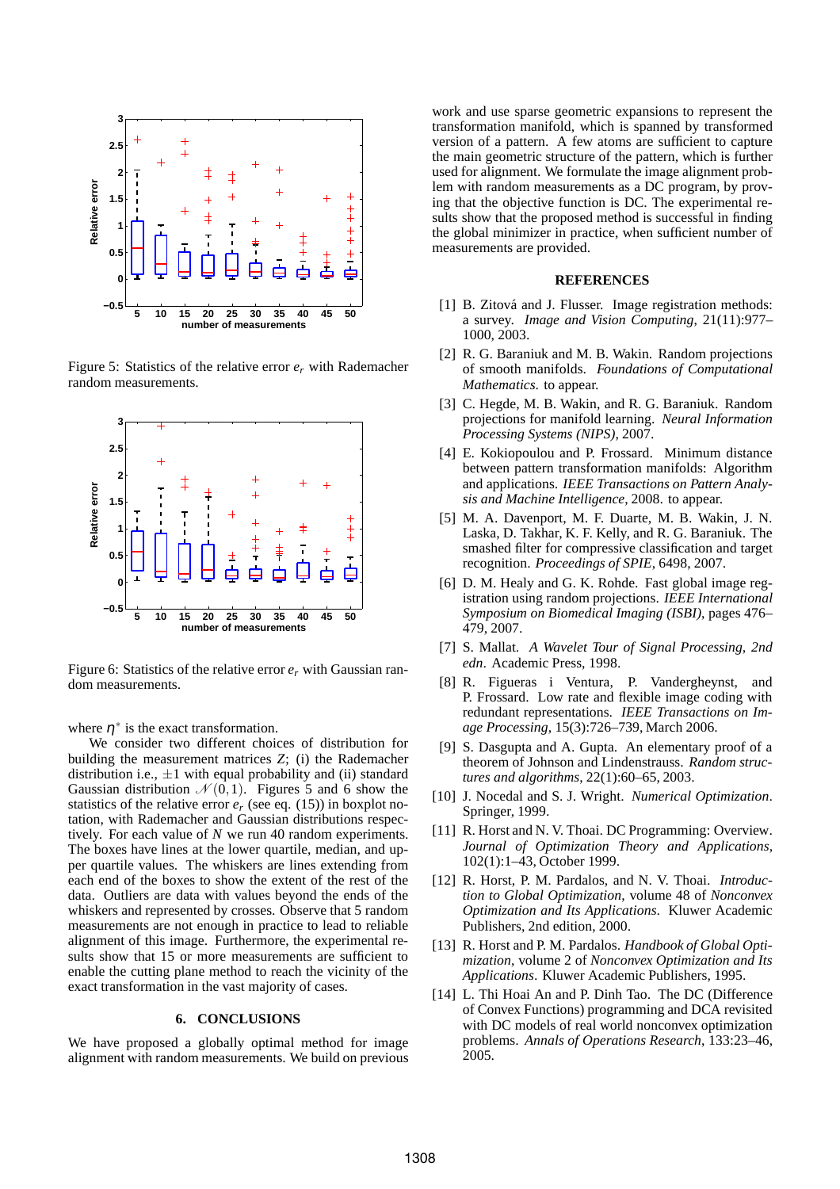Relative error
3
2.5
2
1.5
1
0.5
0
−0.5
5 10 15 20 25 30 35 40 45 50
number of measurements

Figure 5: Statistics of the relative error $e_r$ with Rademacher random measurements.

Relative error
3
2.5
2
1.5
1
0.5
0
−0.5
5 10 15 20 25 30 35 40 45 50
number of measurements

Figure 6: Statistics of the relative error $e_r$ with Gaussian random measurements.

where $\eta^*$ is the exact transformation.

We consider two different choices of distribution for building the measurement matrices $Z$; (i) the Rademacher distribution i.e., $\pm 1$ with equal probability and (ii) standard Gaussian distribution $\mathcal{N}(0,1)$. Figures 5 and 6 show the statistics of the relative error $e_r$ (see eq. (15)) in boxplot notation, with Rademacher and Gaussian distributions respectively. For each value of $N$ we run 40 random experiments. The boxes have lines at the lower quartile, median, and upper quartile values. The whiskers are lines extending from each end of the boxes to show the extent of the rest of the data. Outliers are data with values beyond the ends of the whiskers and represented by crosses. Observe that 5 random measurements are not enough in practice to lead to reliable alignment of this image. Furthermore, the experimental results show that 15 or more measurements are sufficient to enable the cutting plane method to reach the vicinity of the exact transformation in the vast majority of cases.

## 6. CONCLUSIONS

We have proposed a globally optimal method for image alignment with random measurements. We build on previous work and use sparse geometric expansions to represent the transformation manifold, which is spanned by transformed version of a pattern. A few atoms are sufficient to capture the main geometric structure of the pattern, which is further used for alignment. We formulate the image alignment problem with random measurements as a DC program, by proving that the objective function is DC. The experimental results show that the proposed method is successful in finding the global minimizer in practice, when sufficient number of measurements are provided.

## REFERENCES

[1] B. Zitová and J. Flusser. Image registration methods: a survey. *Image and Vision Computing*, 21(11):977–1000, 2003.

[2] R. G. Baraniuk and M. B. Wakin. Random projections of smooth manifolds. *Foundations of Computational Mathematics*. to appear.

[3] C. Hegde, M. B. Wakin, and R. G. Baraniuk. Random projections for manifold learning. *Neural Information Processing Systems (NIPS)*, 2007.

[4] E. Kokiopoulou and P. Frossard. Minimum distance between pattern transformation manifolds: Algorithm and applications. *IEEE Transactions on Pattern Analysis and Machine Intelligence*, 2008. to appear.

[5] M. A. Davenport, M. F. Duarte, M. B. Wakin, J. N. Laska, D. Takhar, K. F. Kelly, and R. G. Baraniuk. The smashed filter for compressive classification and target recognition. *Proceedings of SPIE*, 6498, 2007.

[6] D. M. Healy and G. K. Rohde. Fast global image registration using random projections. *IEEE International Symposium on Biomedical Imaging (ISBI)*, pages 476–479, 2007.

[7] S. Mallat. *A Wavelet Tour of Signal Processing, 2nd edn*. Academic Press, 1998.

[8] R. Figueras i Ventura, P. Vandergheynst, and P. Frossard. Low rate and flexible image coding with redundant representations. *IEEE Transactions on Image Processing*, 15(3):726–739, March 2006.

[9] S. Dasgupta and A. Gupta. An elementary proof of a theorem of Johnson and Lindenstrauss. *Random structures and algorithms*, 22(1):60–65, 2003.

[10] J. Nocedal and S. J. Wright. *Numerical Optimization*. Springer, 1999.

[11] R. Horst and N. V. Thoai. DC Programming: Overview. *Journal of Optimization Theory and Applications*, 102(1):1–43, October 1999.

[12] R. Horst, P. M. Pardalos, and N. V. Thoai. *Introduction to Global Optimization*, volume 48 of *Nonconvex Optimization and Its Applications*. Kluwer Academic Publishers, 2nd edition, 2000.

[13] R. Horst and P. M. Pardalos. *Handbook of Global Optimization*, volume 2 of *Nonconvex Optimization and Its Applications*. Kluwer Academic Publishers, 1995.

[14] L. Thi Hoai An and P. Dinh Tao. The DC (Difference of Convex Functions) programming and DCA revisited with DC models of real world nonconvex optimization problems. *Annals of Operations Research*, 133:23–46, 2005.